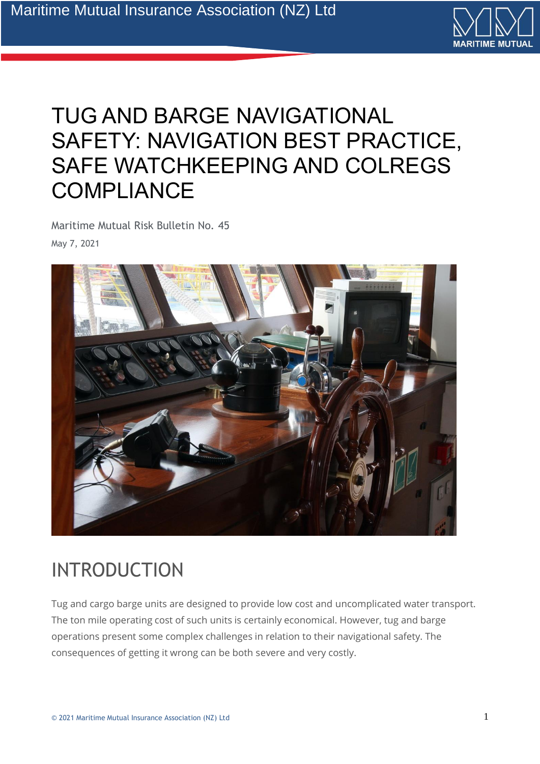# TUG AND BARGE NAVIGATIONAL SAFETY: NAVIGATION BEST PRACTICE, SAFE WATCHKEEPING AND COLREGS COMPLIANCE

Maritime Mutual Risk Bulletin No. 45

May 7, 2021

## INTRODUCTION

Tug and cargo barge units are designed to provide low cost and uncomplicated water transport. The ton mile operating cost of such units is certainly economical. However, tug and barge operations present some complex challenges in relation to their navigational safety. The consequences of getting it wrong can be both severe and very costly.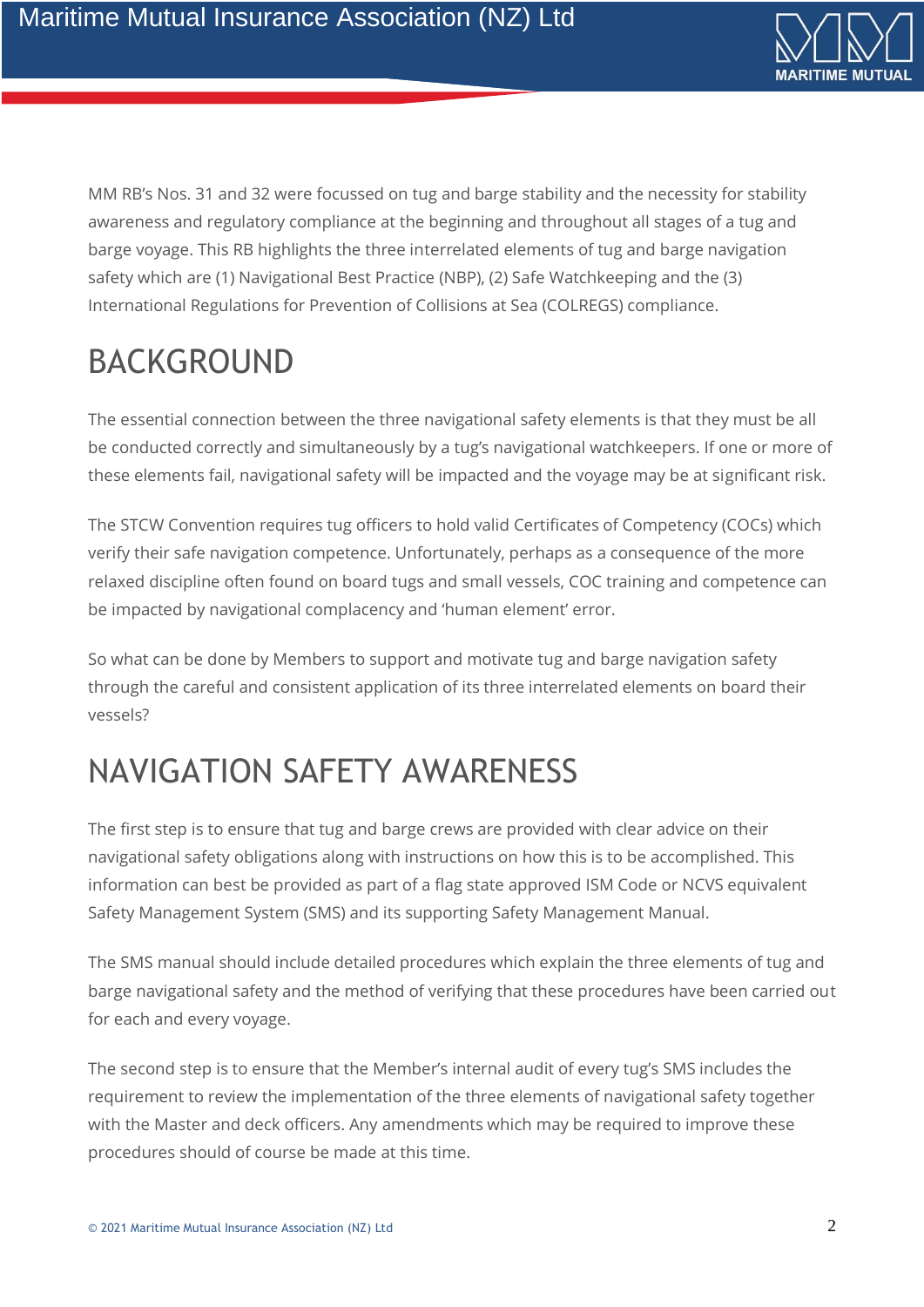MM RB's Nos. 31 and 32 were focussed on tug and barge stability and the necessity for stability awareness and regulatory compliance at the beginning and throughout all stages of a tug and barge voyage. This RB highlights the three interrelated elements of tug and barge navigation safety which are (1) Navigational Best Practice (NBP), (2) Safe Watchkeeping and the (3) International Regulations for Prevention of Collisions at Sea (COLREGS) compliance.

# BACKGROUND

The essential connection between the three navigational safety elements is that they must be all be conducted correctly and simultaneously by a tug's navigational watchkeepers. If one or more of these elements fail, navigational safety will be impacted and the voyage may be at significant risk.

The STCW Convention requires tug officers to hold valid Certificates of Competency (COCs) which verify their safe navigation competence. Unfortunately, perhaps as a consequence of the more relaxed discipline often found on board tugs and small vessels, COC training and competence can be impacted by navigational complacency and 'human element' error.

So what can be done by Members to support and motivate tug and barge navigation safety through the careful and consistent application of its three interrelated elements on board their vessels?

# NAVIGATION SAFETY AWARENESS

The first step is to ensure that tug and barge crews are provided with clear advice on their navigational safety obligations along with instructions on how this is to be accomplished. This information can best be provided as part of a flag state approved ISM Code or NCVS equivalent Safety Management System (SMS) and its supporting Safety Management Manual.

The SMS manual should include detailed procedures which explain the three elements of tug and barge navigational safety and the method of verifying that these procedures have been carried out for each and every voyage.

The second step is to ensure that the Member's internal audit of every tug's SMS includes the requirement to review the implementation of the three elements of navigational safety together with the Master and deck officers. Any amendments which may be required to improve these procedures should of course be made at this time.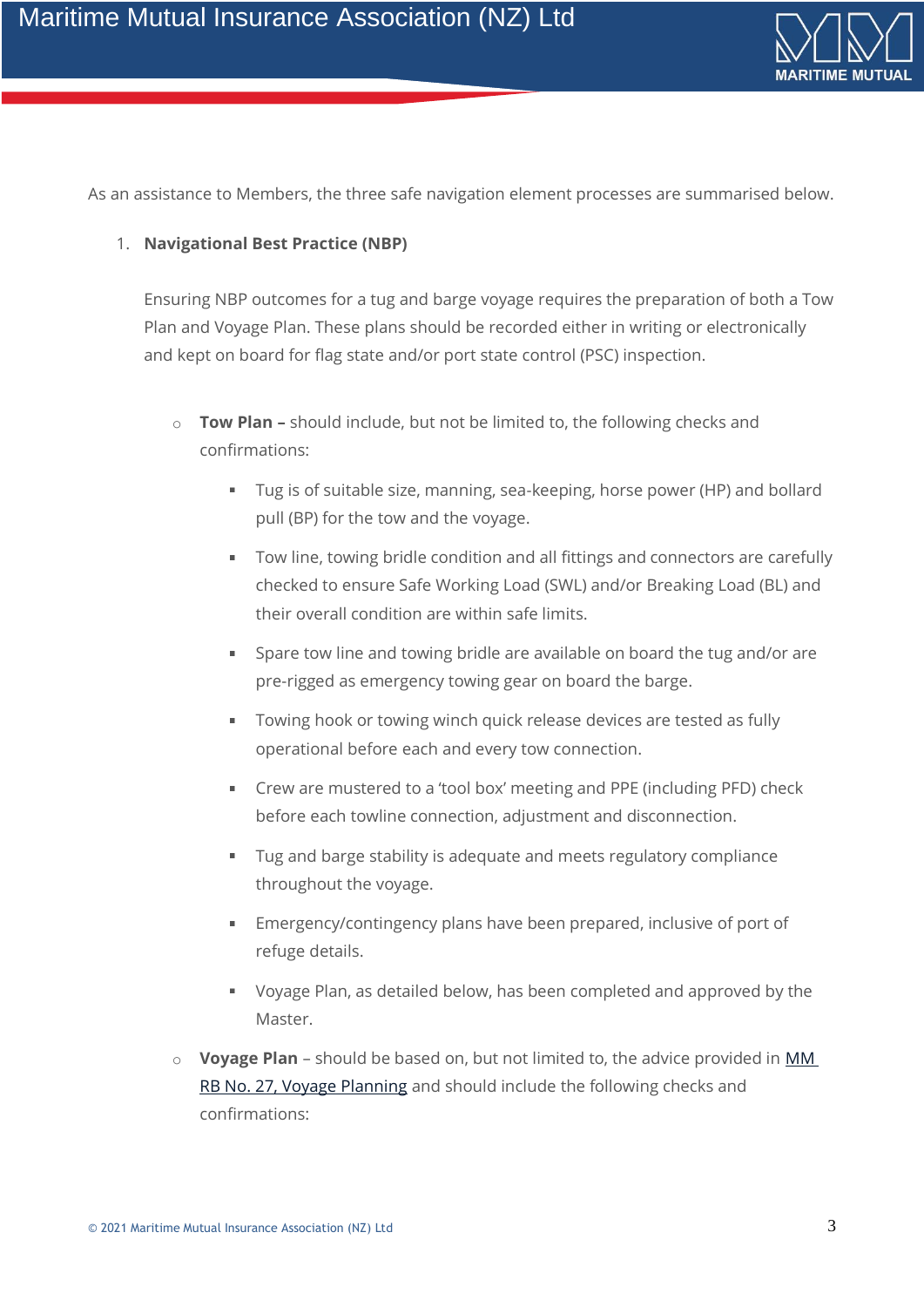As an assistance to Members, the three safe navigation element processes are summarised below.

1. **Navigational Best Practice (NBP)**

   Ensuring NBP outcomes for a tug and barge voyage requires the preparation of both a Tow Plan and Voyage Plan. These plans should be recorded either in writing or electronically and kept on board for flag state and/or port state control (PSC) inspection.

   - **Tow Plan –** should include, but not be limited to, the following checks and confirmations:
     - Tug is of suitable size, manning, sea-keeping, horse power (HP) and bollard pull (BP) for the tow and the voyage.
     - Tow line, towing bridle condition and all fittings and connectors are carefully checked to ensure Safe Working Load (SWL) and/or Breaking Load (BL) and their overall condition are within safe limits.
     - Spare tow line and towing bridle are available on board the tug and/or are pre-rigged as emergency towing gear on board the barge.
     - Towing hook or towing winch quick release devices are tested as fully operational before each and every tow connection.
     - Crew are mustered to a 'tool box' meeting and PPE (including PFD) check before each towline connection, adjustment and disconnection.
     - Tug and barge stability is adequate and meets regulatory compliance throughout the voyage.
     - Emergency/contingency plans have been prepared, inclusive of port of refuge details.
     - Voyage Plan, as detailed below, has been completed and approved by the Master.
   - **Voyage Plan** – should be based on, but not limited to, the advice provided in MM RB No. 27, Voyage Planning and should include the following checks and confirmations: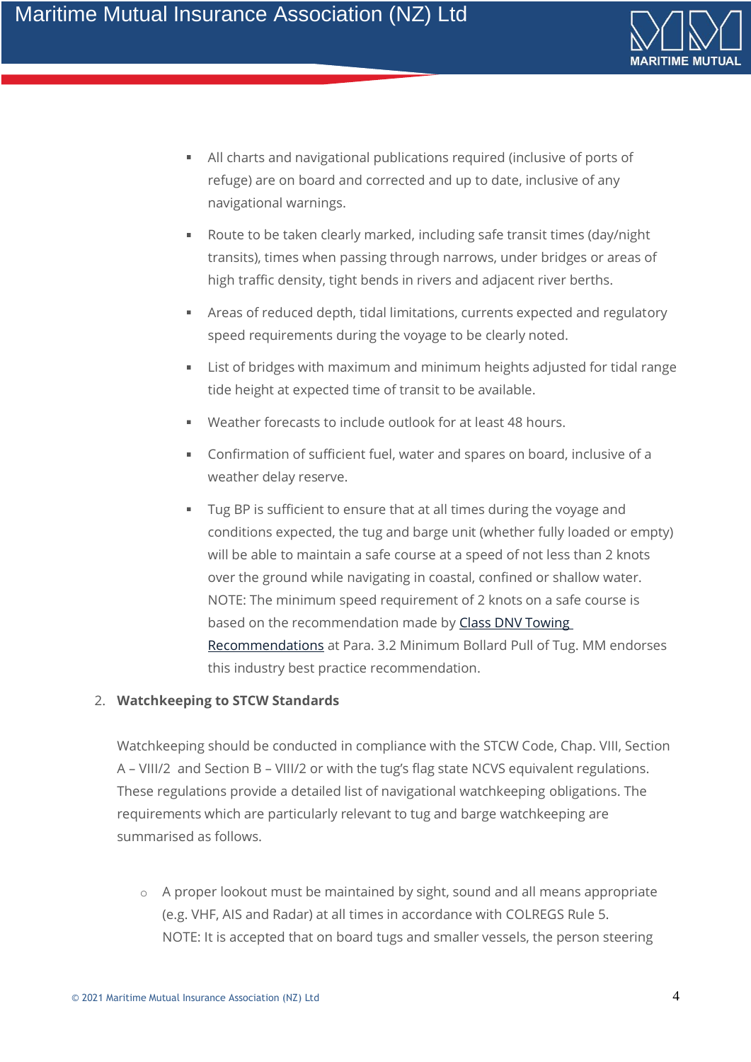- All charts and navigational publications required (inclusive of ports of refuge) are on board and corrected and up to date, inclusive of any navigational warnings.
- Route to be taken clearly marked, including safe transit times (day/night transits), times when passing through narrows, under bridges or areas of high traffic density, tight bends in rivers and adjacent river berths.
- Areas of reduced depth, tidal limitations, currents expected and regulatory speed requirements during the voyage to be clearly noted.
- List of bridges with maximum and minimum heights adjusted for tidal range tide height at expected time of transit to be available.
- Weather forecasts to include outlook for at least 48 hours.
- Confirmation of sufficient fuel, water and spares on board, inclusive of a weather delay reserve.
- Tug BP is sufficient to ensure that at all times during the voyage and conditions expected, the tug and barge unit (whether fully loaded or empty) will be able to maintain a safe course at a speed of not less than 2 knots over the ground while navigating in coastal, confined or shallow water. NOTE: The minimum speed requirement of 2 knots on a safe course is based on the recommendation made by Class DNV Towing Recommendations at Para. 3.2 Minimum Bollard Pull of Tug. MM endorses this industry best practice recommendation.

2. **Watchkeeping to STCW Standards**

Watchkeeping should be conducted in compliance with the STCW Code, Chap. VIII, Section A – VIII/2 and Section B – VIII/2 or with the tug's flag state NCVS equivalent regulations. These regulations provide a detailed list of navigational watchkeeping obligations. The requirements which are particularly relevant to tug and barge watchkeeping are summarised as follows.

- A proper lookout must be maintained by sight, sound and all means appropriate (e.g. VHF, AIS and Radar) at all times in accordance with COLREGS Rule 5. NOTE: It is accepted that on board tugs and smaller vessels, the person steering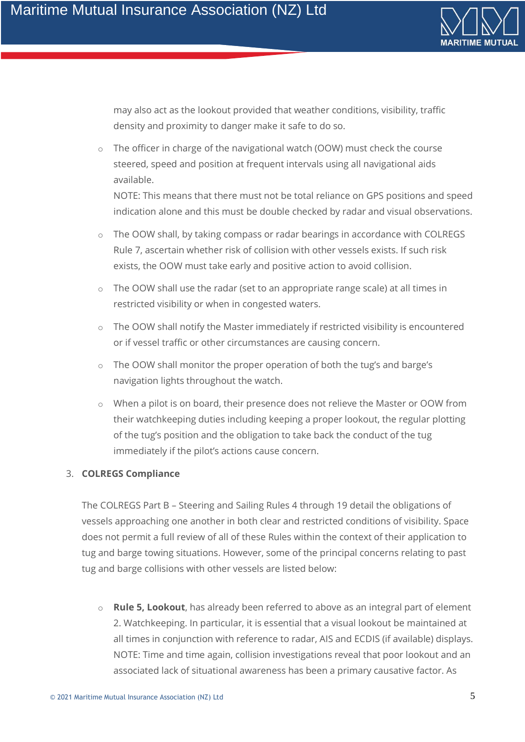may also act as the lookout provided that weather conditions, visibility, traffic density and proximity to danger make it safe to do so.

- The officer in charge of the navigational watch (OOW) must check the course steered, speed and position at frequent intervals using all navigational aids available.
  NOTE: This means that there must not be total reliance on GPS positions and speed indication alone and this must be double checked by radar and visual observations.
- The OOW shall, by taking compass or radar bearings in accordance with COLREGS Rule 7, ascertain whether risk of collision with other vessels exists. If such risk exists, the OOW must take early and positive action to avoid collision.
- The OOW shall use the radar (set to an appropriate range scale) at all times in restricted visibility or when in congested waters.
- The OOW shall notify the Master immediately if restricted visibility is encountered or if vessel traffic or other circumstances are causing concern.
- The OOW shall monitor the proper operation of both the tug's and barge's navigation lights throughout the watch.
- When a pilot is on board, their presence does not relieve the Master or OOW from their watchkeeping duties including keeping a proper lookout, the regular plotting of the tug's position and the obligation to take back the conduct of the tug immediately if the pilot's actions cause concern.

3. **COLREGS Compliance**

The COLREGS Part B – Steering and Sailing Rules 4 through 19 detail the obligations of vessels approaching one another in both clear and restricted conditions of visibility. Space does not permit a full review of all of these Rules within the context of their application to tug and barge towing situations. However, some of the principal concerns relating to past tug and barge collisions with other vessels are listed below:

- **Rule 5, Lookout**, has already been referred to above as an integral part of element 2. Watchkeeping. In particular, it is essential that a visual lookout be maintained at all times in conjunction with reference to radar, AIS and ECDIS (if available) displays.
  NOTE: Time and time again, collision investigations reveal that poor lookout and an associated lack of situational awareness has been a primary causative factor. As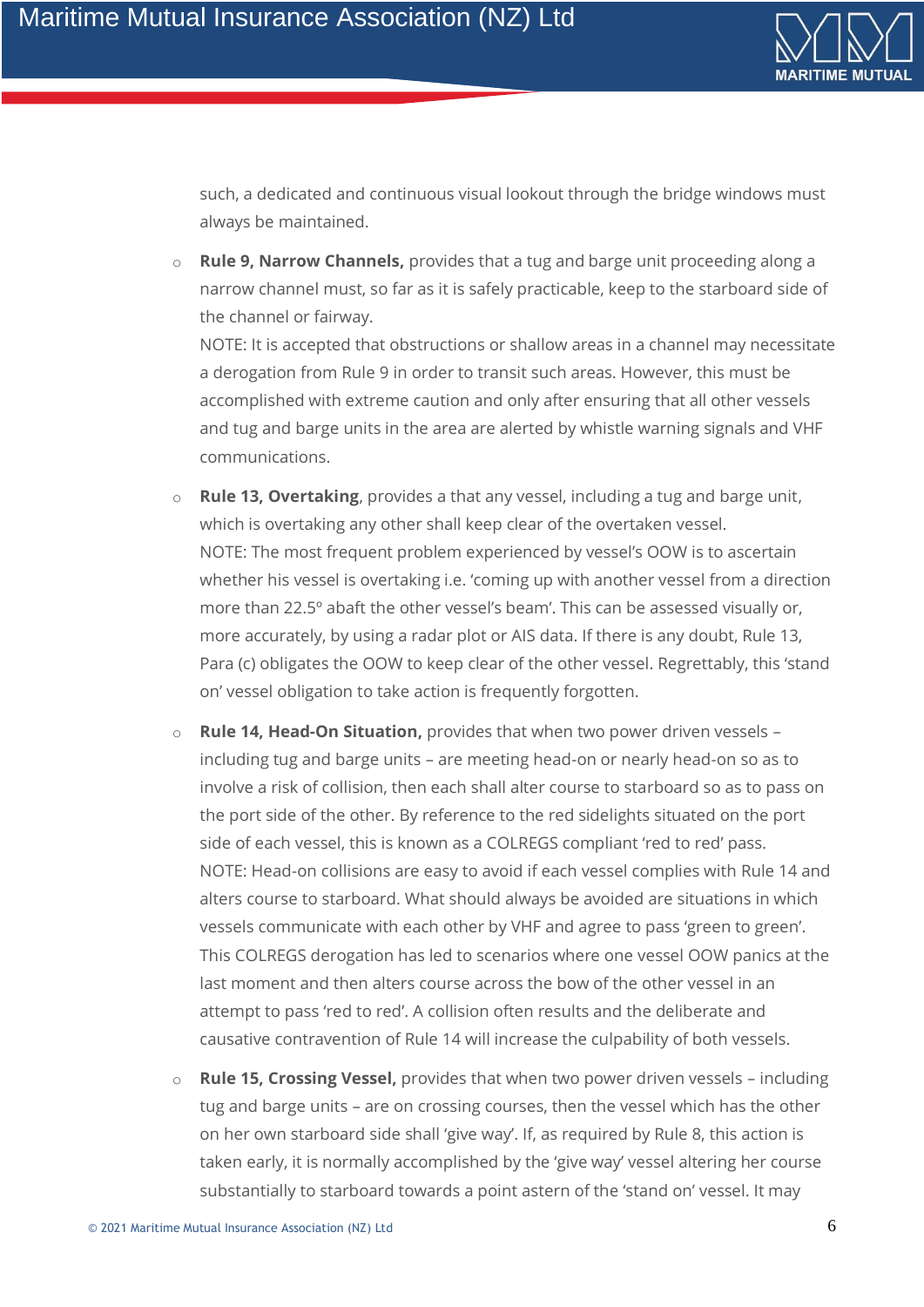such, a dedicated and continuous visual lookout through the bridge windows must always be maintained.

- **Rule 9, Narrow Channels,** provides that a tug and barge unit proceeding along a narrow channel must, so far as it is safely practicable, keep to the starboard side of the channel or fairway.
  NOTE: It is accepted that obstructions or shallow areas in a channel may necessitate a derogation from Rule 9 in order to transit such areas. However, this must be accomplished with extreme caution and only after ensuring that all other vessels and tug and barge units in the area are alerted by whistle warning signals and VHF communications.

- **Rule 13, Overtaking**, provides a that any vessel, including a tug and barge unit, which is overtaking any other shall keep clear of the overtaken vessel.
  NOTE: The most frequent problem experienced by vessel's OOW is to ascertain whether his vessel is overtaking i.e. 'coming up with another vessel from a direction more than 22.5º abaft the other vessel's beam'. This can be assessed visually or, more accurately, by using a radar plot or AIS data. If there is any doubt, Rule 13, Para (c) obligates the OOW to keep clear of the other vessel. Regrettably, this 'stand on' vessel obligation to take action is frequently forgotten.

- **Rule 14, Head-On Situation,** provides that when two power driven vessels – including tug and barge units – are meeting head-on or nearly head-on so as to involve a risk of collision, then each shall alter course to starboard so as to pass on the port side of the other. By reference to the red sidelights situated on the port side of each vessel, this is known as a COLREGS compliant 'red to red' pass.
  NOTE: Head-on collisions are easy to avoid if each vessel complies with Rule 14 and alters course to starboard. What should always be avoided are situations in which vessels communicate with each other by VHF and agree to pass 'green to green'. This COLREGS derogation has led to scenarios where one vessel OOW panics at the last moment and then alters course across the bow of the other vessel in an attempt to pass 'red to red'. A collision often results and the deliberate and causative contravention of Rule 14 will increase the culpability of both vessels.

- **Rule 15, Crossing Vessel,** provides that when two power driven vessels – including tug and barge units – are on crossing courses, then the vessel which has the other on her own starboard side shall 'give way'. If, as required by Rule 8, this action is taken early, it is normally accomplished by the 'give way' vessel altering her course substantially to starboard towards a point astern of the 'stand on' vessel. It may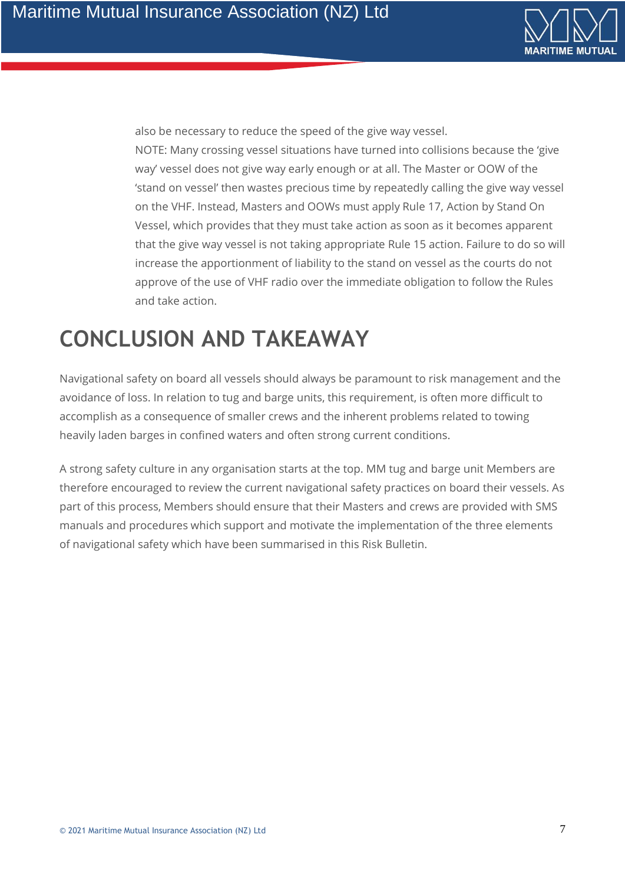also be necessary to reduce the speed of the give way vessel.

NOTE: Many crossing vessel situations have turned into collisions because the 'give way' vessel does not give way early enough or at all. The Master or OOW of the 'stand on vessel' then wastes precious time by repeatedly calling the give way vessel on the VHF. Instead, Masters and OOWs must apply Rule 17, Action by Stand On Vessel, which provides that they must take action as soon as it becomes apparent that the give way vessel is not taking appropriate Rule 15 action. Failure to do so will increase the apportionment of liability to the stand on vessel as the courts do not approve of the use of VHF radio over the immediate obligation to follow the Rules and take action.

## CONCLUSION AND TAKEAWAY

Navigational safety on board all vessels should always be paramount to risk management and the avoidance of loss. In relation to tug and barge units, this requirement, is often more difficult to accomplish as a consequence of smaller crews and the inherent problems related to towing heavily laden barges in confined waters and often strong current conditions.

A strong safety culture in any organisation starts at the top. MM tug and barge unit Members are therefore encouraged to review the current navigational safety practices on board their vessels. As part of this process, Members should ensure that their Masters and crews are provided with SMS manuals and procedures which support and motivate the implementation of the three elements of navigational safety which have been summarised in this Risk Bulletin.